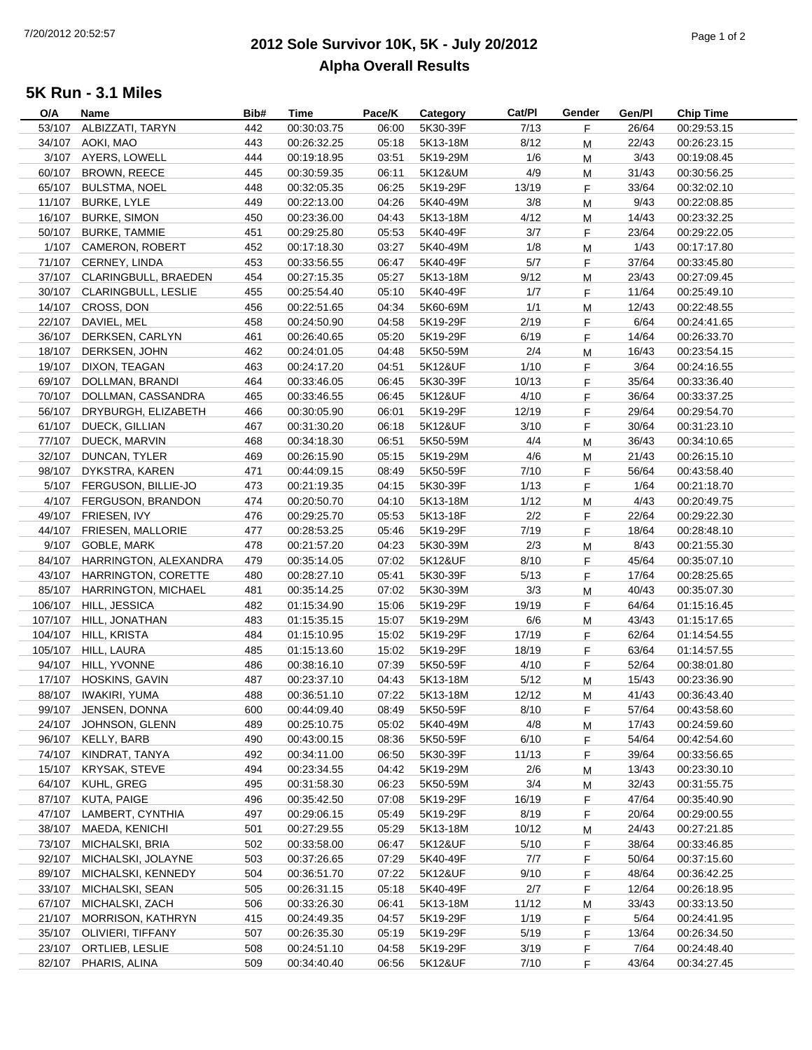# 2012 Sole Survivor 10K, 5K - July 20/2012
## Alpha Overall Results

### 5K Run - 3.1 Miles

| O/A | Name | Bib# | Time | Pace/K | Category | Cat/Pl | Gender | Gen/Pl | Chip Time |
|---|---|---|---|---|---|---|---|---|---|
| 53/107 | ALBIZZATI, TARYN | 442 | 00:30:03.75 | 06:00 | 5K30-39F | 7/13 | F | 26/64 | 00:29:53.15 |
| 34/107 | AOKI, MAO | 443 | 00:26:32.25 | 05:18 | 5K13-18M | 8/12 | M | 22/43 | 00:26:23.15 |
| 3/107 | AYERS, LOWELL | 444 | 00:19:18.95 | 03:51 | 5K19-29M | 1/6 | M | 3/43 | 00:19:08.45 |
| 60/107 | BROWN, REECE | 445 | 00:30:59.35 | 06:11 | 5K12&UM | 4/9 | M | 31/43 | 00:30:56.25 |
| 65/107 | BULSTMA, NOEL | 448 | 00:32:05.35 | 06:25 | 5K19-29F | 13/19 | F | 33/64 | 00:32:02.10 |
| 11/107 | BURKE, LYLE | 449 | 00:22:13.00 | 04:26 | 5K40-49M | 3/8 | M | 9/43 | 00:22:08.85 |
| 16/107 | BURKE, SIMON | 450 | 00:23:36.00 | 04:43 | 5K13-18M | 4/12 | M | 14/43 | 00:23:32.25 |
| 50/107 | BURKE, TAMMIE | 451 | 00:29:25.80 | 05:53 | 5K40-49F | 3/7 | F | 23/64 | 00:29:22.05 |
| 1/107 | CAMERON, ROBERT | 452 | 00:17:18.30 | 03:27 | 5K40-49M | 1/8 | M | 1/43 | 00:17:17.80 |
| 71/107 | CERNEY, LINDA | 453 | 00:33:56.55 | 06:47 | 5K40-49F | 5/7 | F | 37/64 | 00:33:45.80 |
| 37/107 | CLARINGBULL, BRAEDEN | 454 | 00:27:15.35 | 05:27 | 5K13-18M | 9/12 | M | 23/43 | 00:27:09.45 |
| 30/107 | CLARINGBULL, LESLIE | 455 | 00:25:54.40 | 05:10 | 5K40-49F | 1/7 | F | 11/64 | 00:25:49.10 |
| 14/107 | CROSS, DON | 456 | 00:22:51.65 | 04:34 | 5K60-69M | 1/1 | M | 12/43 | 00:22:48.55 |
| 22/107 | DAVIEL, MEL | 458 | 00:24:50.90 | 04:58 | 5K19-29F | 2/19 | F | 6/64 | 00:24:41.65 |
| 36/107 | DERKSEN, CARLYN | 461 | 00:26:40.65 | 05:20 | 5K19-29F | 6/19 | F | 14/64 | 00:26:33.70 |
| 18/107 | DERKSEN, JOHN | 462 | 00:24:01.05 | 04:48 | 5K50-59M | 2/4 | M | 16/43 | 00:23:54.15 |
| 19/107 | DIXON, TEAGAN | 463 | 00:24:17.20 | 04:51 | 5K12&UF | 1/10 | F | 3/64 | 00:24:16.55 |
| 69/107 | DOLLMAN, BRANDI | 464 | 00:33:46.05 | 06:45 | 5K30-39F | 10/13 | F | 35/64 | 00:33:36.40 |
| 70/107 | DOLLMAN, CASSANDRA | 465 | 00:33:46.55 | 06:45 | 5K12&UF | 4/10 | F | 36/64 | 00:33:37.25 |
| 56/107 | DRYBURGH, ELIZABETH | 466 | 00:30:05.90 | 06:01 | 5K19-29F | 12/19 | F | 29/64 | 00:29:54.70 |
| 61/107 | DUECK, GILLIAN | 467 | 00:31:30.20 | 06:18 | 5K12&UF | 3/10 | F | 30/64 | 00:31:23.10 |
| 77/107 | DUECK, MARVIN | 468 | 00:34:18.30 | 06:51 | 5K50-59M | 4/4 | M | 36/43 | 00:34:10.65 |
| 32/107 | DUNCAN, TYLER | 469 | 00:26:15.90 | 05:15 | 5K19-29M | 4/6 | M | 21/43 | 00:26:15.10 |
| 98/107 | DYKSTRA, KAREN | 471 | 00:44:09.15 | 08:49 | 5K50-59F | 7/10 | F | 56/64 | 00:43:58.40 |
| 5/107 | FERGUSON, BILLIE-JO | 473 | 00:21:19.35 | 04:15 | 5K30-39F | 1/13 | F | 1/64 | 00:21:18.70 |
| 4/107 | FERGUSON, BRANDON | 474 | 00:20:50.70 | 04:10 | 5K13-18M | 1/12 | M | 4/43 | 00:20:49.75 |
| 49/107 | FRIESEN, IVY | 476 | 00:29:25.70 | 05:53 | 5K13-18F | 2/2 | F | 22/64 | 00:29:22.30 |
| 44/107 | FRIESEN, MALLORIE | 477 | 00:28:53.25 | 05:46 | 5K19-29F | 7/19 | F | 18/64 | 00:28:48.10 |
| 9/107 | GOBLE, MARK | 478 | 00:21:57.20 | 04:23 | 5K30-39M | 2/3 | M | 8/43 | 00:21:55.30 |
| 84/107 | HARRINGTON, ALEXANDRA | 479 | 00:35:14.05 | 07:02 | 5K12&UF | 8/10 | F | 45/64 | 00:35:07.10 |
| 43/107 | HARRINGTON, CORETTE | 480 | 00:28:27.10 | 05:41 | 5K30-39F | 5/13 | F | 17/64 | 00:28:25.65 |
| 85/107 | HARRINGTON, MICHAEL | 481 | 00:35:14.25 | 07:02 | 5K30-39M | 3/3 | M | 40/43 | 00:35:07.30 |
| 106/107 | HILL, JESSICA | 482 | 01:15:34.90 | 15:06 | 5K19-29F | 19/19 | F | 64/64 | 01:15:16.45 |
| 107/107 | HILL, JONATHAN | 483 | 01:15:35.15 | 15:07 | 5K19-29M | 6/6 | M | 43/43 | 01:15:17.65 |
| 104/107 | HILL, KRISTA | 484 | 01:15:10.95 | 15:02 | 5K19-29F | 17/19 | F | 62/64 | 01:14:54.55 |
| 105/107 | HILL, LAURA | 485 | 01:15:13.60 | 15:02 | 5K19-29F | 18/19 | F | 63/64 | 01:14:57.55 |
| 94/107 | HILL, YVONNE | 486 | 00:38:16.10 | 07:39 | 5K50-59F | 4/10 | F | 52/64 | 00:38:01.80 |
| 17/107 | HOSKINS, GAVIN | 487 | 00:23:37.10 | 04:43 | 5K13-18M | 5/12 | M | 15/43 | 00:23:36.90 |
| 88/107 | IWAKIRI, YUMA | 488 | 00:36:51.10 | 07:22 | 5K13-18M | 12/12 | M | 41/43 | 00:36:43.40 |
| 99/107 | JENSEN, DONNA | 600 | 00:44:09.40 | 08:49 | 5K50-59F | 8/10 | F | 57/64 | 00:43:58.60 |
| 24/107 | JOHNSON, GLENN | 489 | 00:25:10.75 | 05:02 | 5K40-49M | 4/8 | M | 17/43 | 00:24:59.60 |
| 96/107 | KELLY, BARB | 490 | 00:43:00.15 | 08:36 | 5K50-59F | 6/10 | F | 54/64 | 00:42:54.60 |
| 74/107 | KINDRAT, TANYA | 492 | 00:34:11.00 | 06:50 | 5K30-39F | 11/13 | F | 39/64 | 00:33:56.65 |
| 15/107 | KRYSAK, STEVE | 494 | 00:23:34.55 | 04:42 | 5K19-29M | 2/6 | M | 13/43 | 00:23:30.10 |
| 64/107 | KUHL, GREG | 495 | 00:31:58.30 | 06:23 | 5K50-59M | 3/4 | M | 32/43 | 00:31:55.75 |
| 87/107 | KUTA, PAIGE | 496 | 00:35:42.50 | 07:08 | 5K19-29F | 16/19 | F | 47/64 | 00:35:40.90 |
| 47/107 | LAMBERT, CYNTHIA | 497 | 00:29:06.15 | 05:49 | 5K19-29F | 8/19 | F | 20/64 | 00:29:00.55 |
| 38/107 | MAEDA, KENICHI | 501 | 00:27:29.55 | 05:29 | 5K13-18M | 10/12 | M | 24/43 | 00:27:21.85 |
| 73/107 | MICHALSKI, BRIA | 502 | 00:33:58.00 | 06:47 | 5K12&UF | 5/10 | F | 38/64 | 00:33:46.85 |
| 92/107 | MICHALSKI, JOLAYNE | 503 | 00:37:26.65 | 07:29 | 5K40-49F | 7/7 | F | 50/64 | 00:37:15.60 |
| 89/107 | MICHALSKI, KENNEDY | 504 | 00:36:51.70 | 07:22 | 5K12&UF | 9/10 | F | 48/64 | 00:36:42.25 |
| 33/107 | MICHALSKI, SEAN | 505 | 00:26:31.15 | 05:18 | 5K40-49F | 2/7 | F | 12/64 | 00:26:18.95 |
| 67/107 | MICHALSKI, ZACH | 506 | 00:33:26.30 | 06:41 | 5K13-18M | 11/12 | M | 33/43 | 00:33:13.50 |
| 21/107 | MORRISON, KATHRYN | 415 | 00:24:49.35 | 04:57 | 5K19-29F | 1/19 | F | 5/64 | 00:24:41.95 |
| 35/107 | OLIVIERI, TIFFANY | 507 | 00:26:35.30 | 05:19 | 5K19-29F | 5/19 | F | 13/64 | 00:26:34.50 |
| 23/107 | ORTLIEB, LESLIE | 508 | 00:24:51.10 | 04:58 | 5K19-29F | 3/19 | F | 7/64 | 00:24:48.40 |
| 82/107 | PHARIS, ALINA | 509 | 00:34:40.40 | 06:56 | 5K12&UF | 7/10 | F | 43/64 | 00:34:27.45 |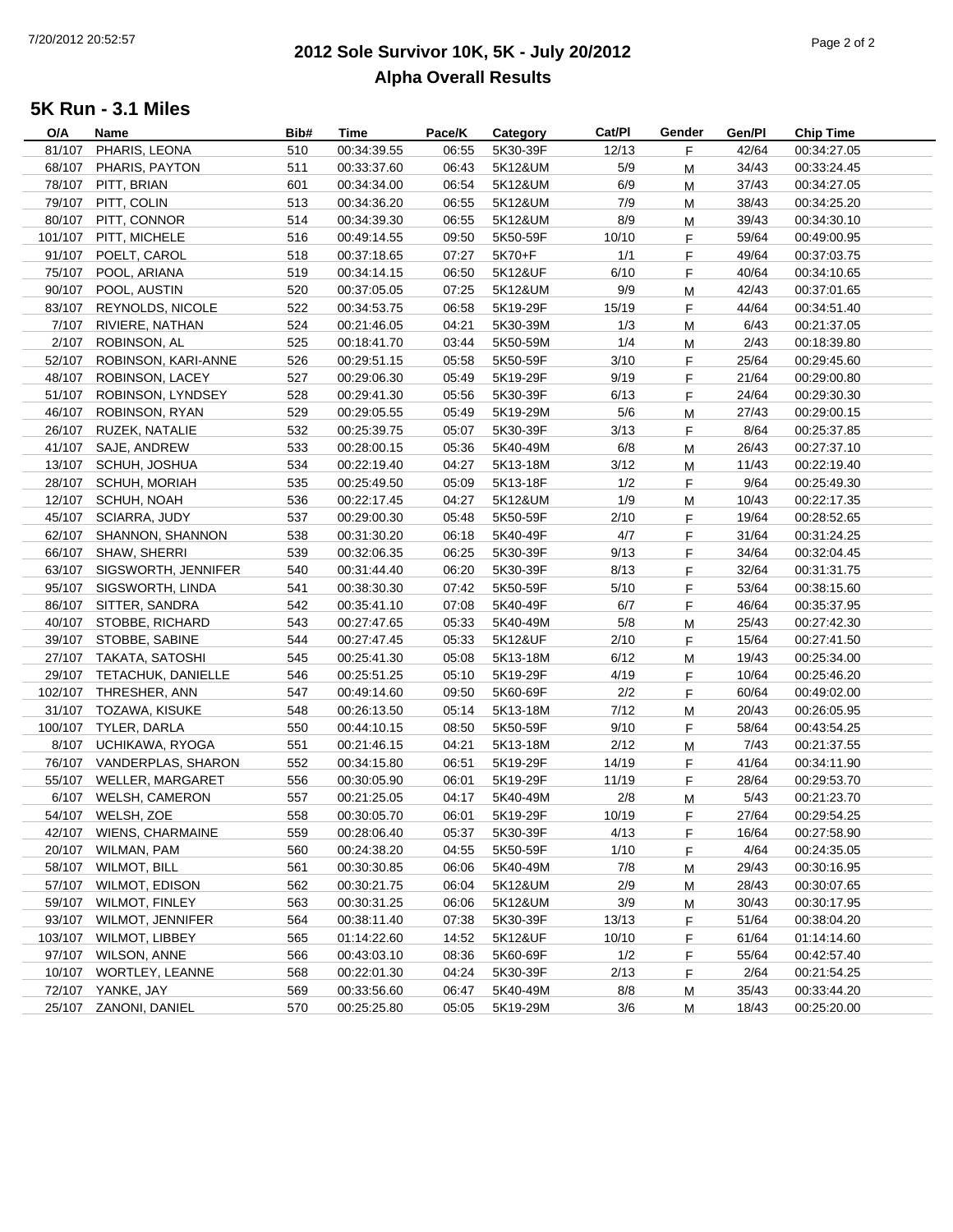# 2012 Sole Survivor 10K, 5K - July 20/2012

## Alpha Overall Results

### 5K Run - 3.1 Miles

| O/A | Name | Bib# | Time | Pace/K | Category | Cat/Pl | Gender | Gen/Pl | Chip Time |
|---|---|---|---|---|---|---|---|---|---|
| 81/107 | PHARIS, LEONA | 510 | 00:34:39.55 | 06:55 | 5K30-39F | 12/13 | F | 42/64 | 00:34:27.05 |
| 68/107 | PHARIS, PAYTON | 511 | 00:33:37.60 | 06:43 | 5K12&UM | 5/9 | M | 34/43 | 00:33:24.45 |
| 78/107 | PITT, BRIAN | 601 | 00:34:34.00 | 06:54 | 5K12&UM | 6/9 | M | 37/43 | 00:34:27.05 |
| 79/107 | PITT, COLIN | 513 | 00:34:36.20 | 06:55 | 5K12&UM | 7/9 | M | 38/43 | 00:34:25.20 |
| 80/107 | PITT, CONNOR | 514 | 00:34:39.30 | 06:55 | 5K12&UM | 8/9 | M | 39/43 | 00:34:30.10 |
| 101/107 | PITT, MICHELE | 516 | 00:49:14.55 | 09:50 | 5K50-59F | 10/10 | F | 59/64 | 00:49:00.95 |
| 91/107 | POELT, CAROL | 518 | 00:37:18.65 | 07:27 | 5K70+F | 1/1 | F | 49/64 | 00:37:03.75 |
| 75/107 | POOL, ARIANA | 519 | 00:34:14.15 | 06:50 | 5K12&UF | 6/10 | F | 40/64 | 00:34:10.65 |
| 90/107 | POOL, AUSTIN | 520 | 00:37:05.05 | 07:25 | 5K12&UM | 9/9 | M | 42/43 | 00:37:01.65 |
| 83/107 | REYNOLDS, NICOLE | 522 | 00:34:53.75 | 06:58 | 5K19-29F | 15/19 | F | 44/64 | 00:34:51.40 |
| 7/107 | RIVIERE, NATHAN | 524 | 00:21:46.05 | 04:21 | 5K30-39M | 1/3 | M | 6/43 | 00:21:37.05 |
| 2/107 | ROBINSON, AL | 525 | 00:18:41.70 | 03:44 | 5K50-59M | 1/4 | M | 2/43 | 00:18:39.80 |
| 52/107 | ROBINSON, KARI-ANNE | 526 | 00:29:51.15 | 05:58 | 5K50-59F | 3/10 | F | 25/64 | 00:29:45.60 |
| 48/107 | ROBINSON, LACEY | 527 | 00:29:06.30 | 05:49 | 5K19-29F | 9/19 | F | 21/64 | 00:29:00.80 |
| 51/107 | ROBINSON, LYNDSEY | 528 | 00:29:41.30 | 05:56 | 5K30-39F | 6/13 | F | 24/64 | 00:29:30.30 |
| 46/107 | ROBINSON, RYAN | 529 | 00:29:05.55 | 05:49 | 5K19-29M | 5/6 | M | 27/43 | 00:29:00.15 |
| 26/107 | RUZEK, NATALIE | 532 | 00:25:39.75 | 05:07 | 5K30-39F | 3/13 | F | 8/64 | 00:25:37.85 |
| 41/107 | SAJE, ANDREW | 533 | 00:28:00.15 | 05:36 | 5K40-49M | 6/8 | M | 26/43 | 00:27:37.10 |
| 13/107 | SCHUH, JOSHUA | 534 | 00:22:19.40 | 04:27 | 5K13-18M | 3/12 | M | 11/43 | 00:22:19.40 |
| 28/107 | SCHUH, MORIAH | 535 | 00:25:49.50 | 05:09 | 5K13-18F | 1/2 | F | 9/64 | 00:25:49.30 |
| 12/107 | SCHUH, NOAH | 536 | 00:22:17.45 | 04:27 | 5K12&UM | 1/9 | M | 10/43 | 00:22:17.35 |
| 45/107 | SCIARRA, JUDY | 537 | 00:29:00.30 | 05:48 | 5K50-59F | 2/10 | F | 19/64 | 00:28:52.65 |
| 62/107 | SHANNON, SHANNON | 538 | 00:31:30.20 | 06:18 | 5K40-49F | 4/7 | F | 31/64 | 00:31:24.25 |
| 66/107 | SHAW, SHERRI | 539 | 00:32:06.35 | 06:25 | 5K30-39F | 9/13 | F | 34/64 | 00:32:04.45 |
| 63/107 | SIGSWORTH, JENNIFER | 540 | 00:31:44.40 | 06:20 | 5K30-39F | 8/13 | F | 32/64 | 00:31:31.75 |
| 95/107 | SIGSWORTH, LINDA | 541 | 00:38:30.30 | 07:42 | 5K50-59F | 5/10 | F | 53/64 | 00:38:15.60 |
| 86/107 | SITTER, SANDRA | 542 | 00:35:41.10 | 07:08 | 5K40-49F | 6/7 | F | 46/64 | 00:35:37.95 |
| 40/107 | STOBBE, RICHARD | 543 | 00:27:47.65 | 05:33 | 5K40-49M | 5/8 | M | 25/43 | 00:27:42.30 |
| 39/107 | STOBBE, SABINE | 544 | 00:27:47.45 | 05:33 | 5K12&UF | 2/10 | F | 15/64 | 00:27:41.50 |
| 27/107 | TAKATA, SATOSHI | 545 | 00:25:41.30 | 05:08 | 5K13-18M | 6/12 | M | 19/43 | 00:25:34.00 |
| 29/107 | TETACHUK, DANIELLE | 546 | 00:25:51.25 | 05:10 | 5K19-29F | 4/19 | F | 10/64 | 00:25:46.20 |
| 102/107 | THRESHER, ANN | 547 | 00:49:14.60 | 09:50 | 5K60-69F | 2/2 | F | 60/64 | 00:49:02.00 |
| 31/107 | TOZAWA, KISUKE | 548 | 00:26:13.50 | 05:14 | 5K13-18M | 7/12 | M | 20/43 | 00:26:05.95 |
| 100/107 | TYLER, DARLA | 550 | 00:44:10.15 | 08:50 | 5K50-59F | 9/10 | F | 58/64 | 00:43:54.25 |
| 8/107 | UCHIKAWA, RYOGA | 551 | 00:21:46.15 | 04:21 | 5K13-18M | 2/12 | M | 7/43 | 00:21:37.55 |
| 76/107 | VANDERPLAS, SHARON | 552 | 00:34:15.80 | 06:51 | 5K19-29F | 14/19 | F | 41/64 | 00:34:11.90 |
| 55/107 | WELLER, MARGARET | 556 | 00:30:05.90 | 06:01 | 5K19-29F | 11/19 | F | 28/64 | 00:29:53.70 |
| 6/107 | WELSH, CAMERON | 557 | 00:21:25.05 | 04:17 | 5K40-49M | 2/8 | M | 5/43 | 00:21:23.70 |
| 54/107 | WELSH, ZOE | 558 | 00:30:05.70 | 06:01 | 5K19-29F | 10/19 | F | 27/64 | 00:29:54.25 |
| 42/107 | WIENS, CHARMAINE | 559 | 00:28:06.40 | 05:37 | 5K30-39F | 4/13 | F | 16/64 | 00:27:58.90 |
| 20/107 | WILMAN, PAM | 560 | 00:24:38.20 | 04:55 | 5K50-59F | 1/10 | F | 4/64 | 00:24:35.05 |
| 58/107 | WILMOT, BILL | 561 | 00:30:30.85 | 06:06 | 5K40-49M | 7/8 | M | 29/43 | 00:30:16.95 |
| 57/107 | WILMOT, EDISON | 562 | 00:30:21.75 | 06:04 | 5K12&UM | 2/9 | M | 28/43 | 00:30:07.65 |
| 59/107 | WILMOT, FINLEY | 563 | 00:30:31.25 | 06:06 | 5K12&UM | 3/9 | M | 30/43 | 00:30:17.95 |
| 93/107 | WILMOT, JENNIFER | 564 | 00:38:11.40 | 07:38 | 5K30-39F | 13/13 | F | 51/64 | 00:38:04.20 |
| 103/107 | WILMOT, LIBBEY | 565 | 01:14:22.60 | 14:52 | 5K12&UF | 10/10 | F | 61/64 | 01:14:14.60 |
| 97/107 | WILSON, ANNE | 566 | 00:43:03.10 | 08:36 | 5K60-69F | 1/2 | F | 55/64 | 00:42:57.40 |
| 10/107 | WORTLEY, LEANNE | 568 | 00:22:01.30 | 04:24 | 5K30-39F | 2/13 | F | 2/64 | 00:21:54.25 |
| 72/107 | YANKE, JAY | 569 | 00:33:56.60 | 06:47 | 5K40-49M | 8/8 | M | 35/43 | 00:33:44.20 |
| 25/107 | ZANONI, DANIEL | 570 | 00:25:25.80 | 05:05 | 5K19-29M | 3/6 | M | 18/43 | 00:25:20.00 |